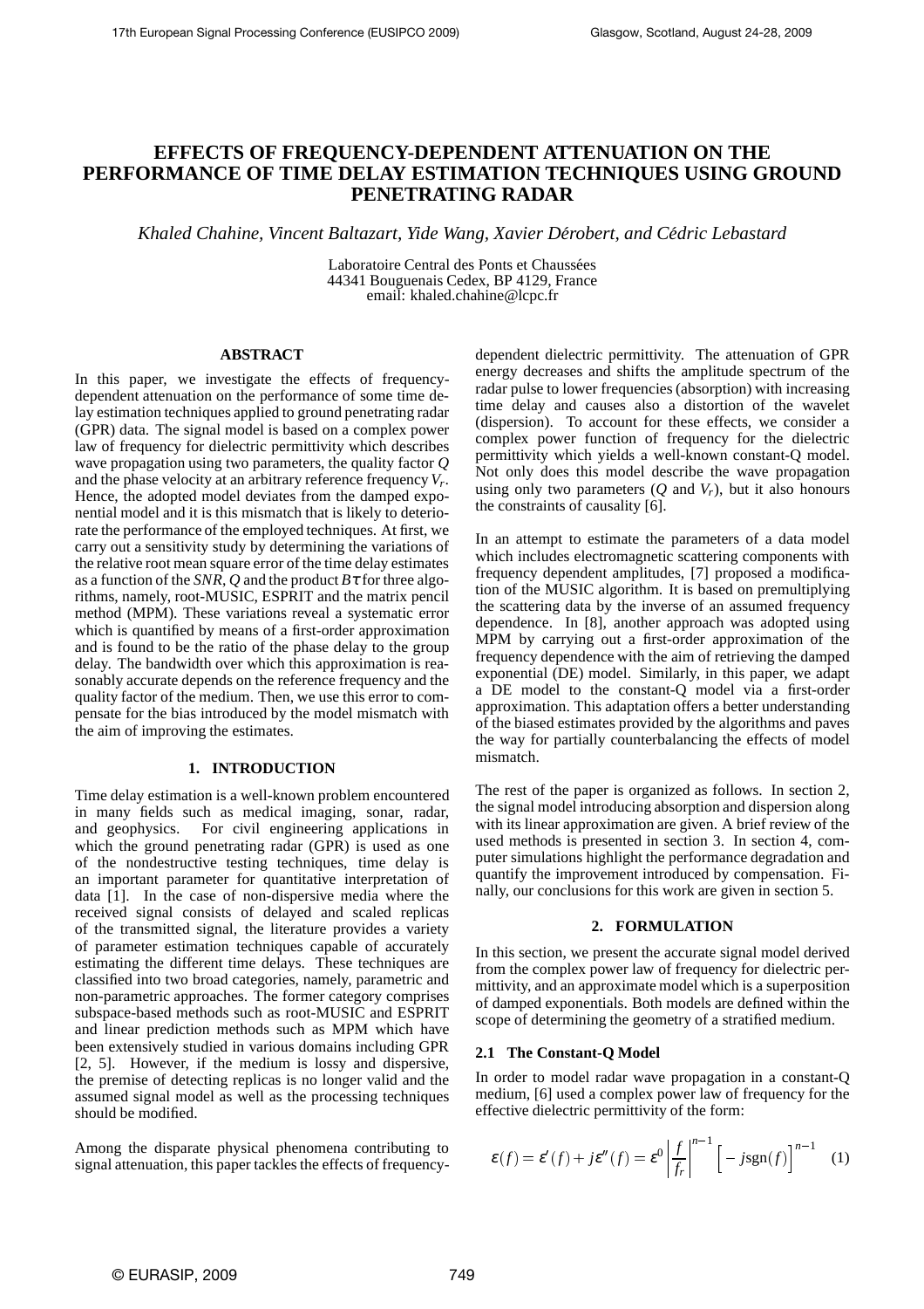# EFFECTS OF FREQUENCY-DEPENDENT ATTENUATION ON THE PERFORMANCE OF TIME DELAY ESTIMATION TECHNIQUES USING GROUND PENETRATING RADAR

*Khaled Chahine, Vincent Baltazart, Yide Wang, Xavier Dérobert, and Cédric Lebastard*

Laboratoire Central des Ponts et Chaussées
44341 Bouguenais Cedex, BP 4129, France
email: khaled.chahine@lcpc.fr

## ABSTRACT

In this paper, we investigate the effects of frequency-dependent attenuation on the performance of some time delay estimation techniques applied to ground penetrating radar (GPR) data. The signal model is based on a complex power law of frequency for dielectric permittivity which describes wave propagation using two parameters, the quality factor $Q$ and the phase velocity at an arbitrary reference frequency $V_r$. Hence, the adopted model deviates from the damped exponential model and it is this mismatch that is likely to deteriorate the performance of the employed techniques. At first, we carry out a sensitivity study by determining the variations of the relative root mean square error of the time delay estimates as a function of the $SNR$, $Q$ and the product $B\tau$ for three algorithms, namely, root-MUSIC, ESPRIT and the matrix pencil method (MPM). These variations reveal a systematic error which is quantified by means of a first-order approximation and is found to be the ratio of the phase delay to the group delay. The bandwidth over which this approximation is reasonably accurate depends on the reference frequency and the quality factor of the medium. Then, we use this error to compensate for the bias introduced by the model mismatch with the aim of improving the estimates.

## 1. INTRODUCTION

Time delay estimation is a well-known problem encountered in many fields such as medical imaging, sonar, radar, and geophysics. For civil engineering applications in which the ground penetrating radar (GPR) is used as one of the nondestructive testing techniques, time delay is an important parameter for quantitative interpretation of data [1]. In the case of non-dispersive media where the received signal consists of delayed and scaled replicas of the transmitted signal, the literature provides a variety of parameter estimation techniques capable of accurately estimating the different time delays. These techniques are classified into two broad categories, namely, parametric and non-parametric approaches. The former category comprises subspace-based methods such as root-MUSIC and ESPRIT and linear prediction methods such as MPM which have been extensively studied in various domains including GPR [2, 5]. However, if the medium is lossy and dispersive, the premise of detecting replicas is no longer valid and the assumed signal model as well as the processing techniques should be modified.

Among the disparate physical phenomena contributing to signal attenuation, this paper tackles the effects of frequency-dependent dielectric permittivity. The attenuation of GPR energy decreases and shifts the amplitude spectrum of the radar pulse to lower frequencies (absorption) with increasing time delay and causes also a distortion of the wavelet (dispersion). To account for these effects, we consider a complex power function of frequency for the dielectric permittivity which yields a well-known constant-Q model. Not only does this model describe the wave propagation using only two parameters ($Q$ and $V_r$), but it also honours the constraints of causality [6].

In an attempt to estimate the parameters of a data model which includes electromagnetic scattering components with frequency dependent amplitudes, [7] proposed a modification of the MUSIC algorithm. It is based on premultiplying the scattering data by the inverse of an assumed frequency dependence. In [8], another approach was adopted using MPM by carrying out a first-order approximation of the frequency dependence with the aim of retrieving the damped exponential (DE) model. Similarly, in this paper, we adapt a DE model to the constant-Q model via a first-order approximation. This adaptation offers a better understanding of the biased estimates provided by the algorithms and paves the way for partially counterbalancing the effects of model mismatch.

The rest of the paper is organized as follows. In section 2, the signal model introducing absorption and dispersion along with its linear approximation are given. A brief review of the used methods is presented in section 3. In section 4, computer simulations highlight the performance degradation and quantify the improvement introduced by compensation. Finally, our conclusions for this work are given in section 5.

## 2. FORMULATION

In this section, we present the accurate signal model derived from the complex power law of frequency for dielectric permittivity, and an approximate model which is a superposition of damped exponentials. Both models are defined within the scope of determining the geometry of a stratified medium.

### 2.1 The Constant-Q Model

In order to model radar wave propagation in a constant-Q medium, [6] used a complex power law of frequency for the effective dielectric permittivity of the form:

$$\varepsilon(f) = \varepsilon'(f) + j\varepsilon''(f) = \varepsilon^0 \left|\frac{f}{f_r}\right|^{n-1} \Big[-j\mathrm{sgn}(f)\Big]^{n-1} \quad (1)$$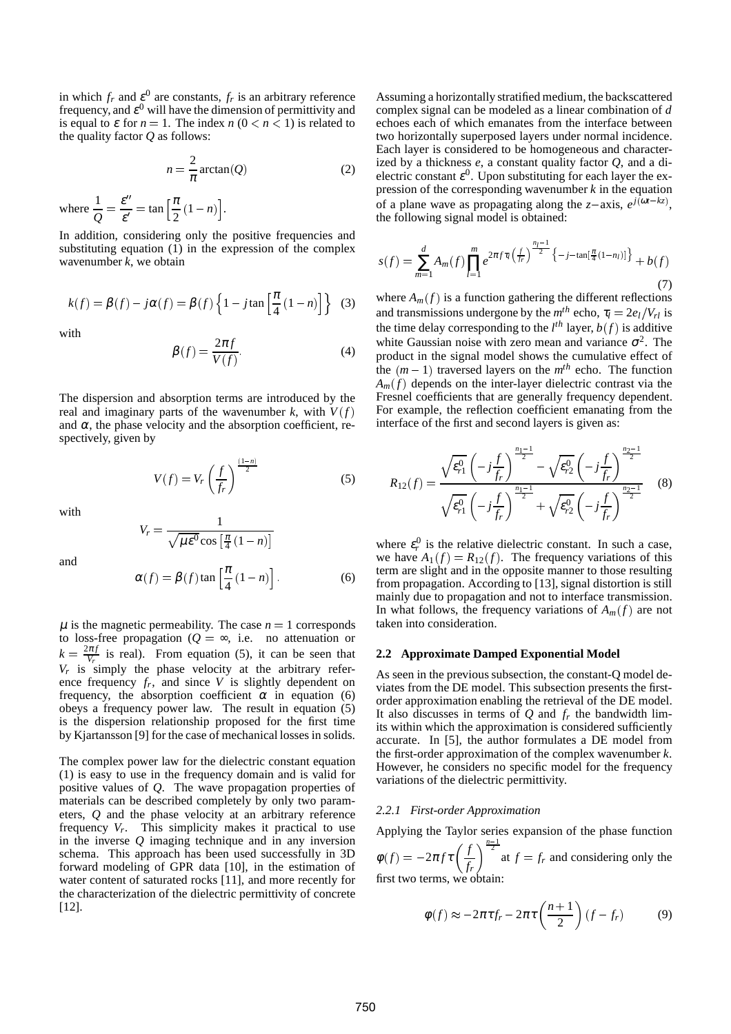in which $f_r$ and $\varepsilon^0$ are constants, $f_r$ is an arbitrary reference frequency, and $\varepsilon^0$ will have the dimension of permittivity and is equal to $\varepsilon$ for $n = 1$. The index $n$ ($0 < n < 1$) is related to the quality factor $Q$ as follows:

$$n = \frac{2}{\pi}\arctan(Q) \tag{2}$$

where $\frac{1}{Q} = \frac{\varepsilon''}{\varepsilon'} = \tan\left[\frac{\pi}{2}(1-n)\right]$.

In addition, considering only the positive frequencies and substituting equation (1) in the expression of the complex wavenumber $k$, we obtain

$$k(f) = \beta(f) - j\alpha(f) = \beta(f)\left\{1 - j\tan\left[\frac{\pi}{4}(1-n)\right]\right\} \tag{3}$$

with

$$\beta(f) = \frac{2\pi f}{V(f)}. \tag{4}$$

The dispersion and absorption terms are introduced by the real and imaginary parts of the wavenumber $k$, with $V(f)$ and $\alpha$, the phase velocity and the absorption coefficient, respectively, given by

$$V(f) = V_r\left(\frac{f}{f_r}\right)^{\frac{(1-n)}{2}} \tag{5}$$

with

$$V_r = \frac{1}{\sqrt{\mu\varepsilon^0}\cos\left[\frac{\pi}{4}(1-n)\right]}$$

and

$$\alpha(f) = \beta(f)\tan\left[\frac{\pi}{4}(1-n)\right]. \tag{6}$$

$\mu$ is the magnetic permeability. The case $n = 1$ corresponds to loss-free propagation ($Q = \infty$, i.e. no attenuation or $k = \frac{2\pi f}{V_r}$ is real). From equation (5), it can be seen that $V_r$ is simply the phase velocity at the arbitrary reference frequency $f_r$, and since $V$ is slightly dependent on frequency, the absorption coefficient $\alpha$ in equation (6) obeys a frequency power law. The result in equation (5) is the dispersion relationship proposed for the first time by Kjartansson [9] for the case of mechanical losses in solids.

The complex power law for the dielectric constant equation (1) is easy to use in the frequency domain and is valid for positive values of $Q$. The wave propagation properties of materials can be described completely by only two parameters, $Q$ and the phase velocity at an arbitrary reference frequency $V_r$. This simplicity makes it practical to use in the inverse $Q$ imaging technique and in any inversion schema. This approach has been used successfully in 3D forward modeling of GPR data [10], in the estimation of water content of saturated rocks [11], and more recently for the characterization of the dielectric permittivity of concrete [12].

Assuming a horizontally stratified medium, the backscattered complex signal can be modeled as a linear combination of $d$ echoes each of which emanates from the interface between two horizontally superposed layers under normal incidence. Each layer is considered to be homogeneous and characterized by a thickness $e$, a constant quality factor $Q$, and a dielectric constant $\varepsilon^0$. Upon substituting for each layer the expression of the corresponding wavenumber $k$ in the equation of a plane wave as propagating along the $z-$axis, $e^{j(\omega t - kz)}$, the following signal model is obtained:

$$s(f) = \sum_{m=1}^{d} A_m(f)\prod_{l=1}^{m} e^{2\pi f\tau_l\left(\frac{f}{f_r}\right)^{\frac{n_l-1}{2}}\left\{-j-\tan\left[\frac{\pi}{4}(1-n_l)\right]\right\}} + b(f) \tag{7}$$

where $A_m(f)$ is a function gathering the different reflections and transmissions undergone by the $m^{th}$ echo, $\tau_l = 2e_l/V_{rl}$ is the time delay corresponding to the $l^{th}$ layer, $b(f)$ is additive white Gaussian noise with zero mean and variance $\sigma^2$. The product in the signal model shows the cumulative effect of the $(m-1)$ traversed layers on the $m^{th}$ echo. The function $A_m(f)$ depends on the inter-layer dielectric contrast via the Fresnel coefficients that are generally frequency dependent. For example, the reflection coefficient emanating from the interface of the first and second layers is given as:

$$R_{12}(f) = \frac{\sqrt{\varepsilon_{r1}^0}\left(-j\frac{f}{f_r}\right)^{\frac{n_1-1}{2}} - \sqrt{\varepsilon_{r2}^0}\left(-j\frac{f}{f_r}\right)^{\frac{n_2-1}{2}}}{\sqrt{\varepsilon_{r1}^0}\left(-j\frac{f}{f_r}\right)^{\frac{n_1-1}{2}} + \sqrt{\varepsilon_{r2}^0}\left(-j\frac{f}{f_r}\right)^{\frac{n_2-1}{2}}} \tag{8}$$

where $\varepsilon_r^0$ is the relative dielectric constant. In such a case, we have $A_1(f) = R_{12}(f)$. The frequency variations of this term are slight and in the opposite manner to those resulting from propagation. According to [13], signal distortion is still mainly due to propagation and not to interface transmission. In what follows, the frequency variations of $A_m(f)$ are not taken into consideration.

### 2.2 Approximate Damped Exponential Model

As seen in the previous subsection, the constant-Q model deviates from the DE model. This subsection presents the first-order approximation enabling the retrieval of the DE model. It also discusses in terms of $Q$ and $f_r$ the bandwidth limits within which the approximation is considered sufficiently accurate. In [5], the author formulates a DE model from the first-order approximation of the complex wavenumber $k$. However, he considers no specific model for the frequency variations of the dielectric permittivity.

#### 2.2.1 First-order Approximation

Applying the Taylor series expansion of the phase function $\phi(f) = -2\pi f\tau\left(\frac{f}{f_r}\right)^{\frac{n-1}{2}}$ at $f = f_r$ and considering only the first two terms, we obtain:

$$\phi(f) \approx -2\pi\tau f_r - 2\pi\tau\left(\frac{n+1}{2}\right)(f - f_r) \tag{9}$$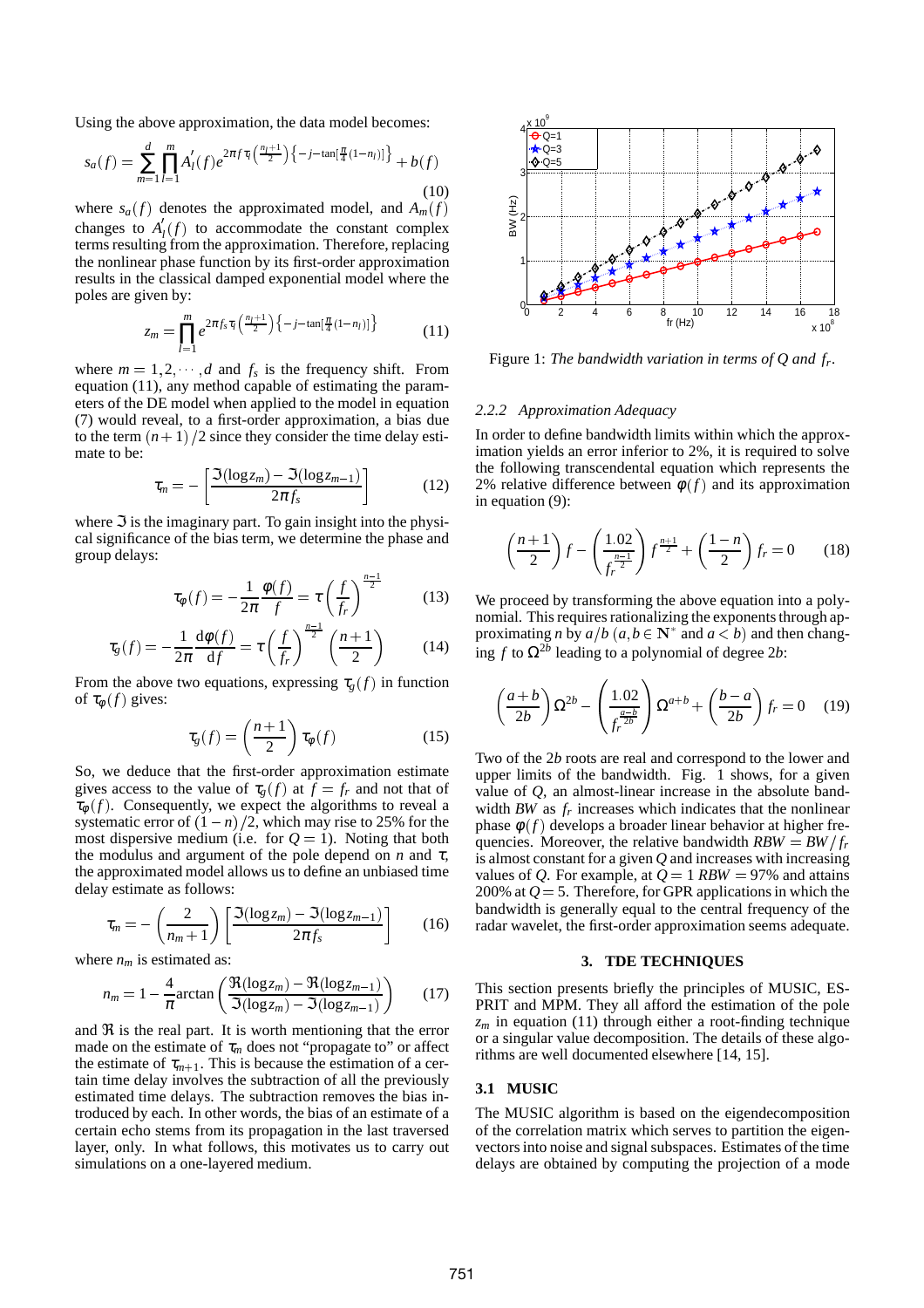Using the above approximation, the data model becomes:

$$s_a(f) = \sum_{m=1}^{d} \prod_{l=1}^{m} A_l'(f) e^{2\pi f \tau_l \left(\frac{n_l+1}{2}\right)\left\{-j-\tan\left[\frac{\pi}{4}(1-n_l)\right]\right\}} + b(f) \tag{10}$$

where $s_a(f)$ denotes the approximated model, and $A_m(f)$ changes to $A_l'(f)$ to accommodate the constant complex terms resulting from the approximation. Therefore, replacing the nonlinear phase function by its first-order approximation results in the classical damped exponential model where the poles are given by:

$$z_m = \prod_{l=1}^{m} e^{2\pi f_s \tau_l \left(\frac{n_l+1}{2}\right)\left\{-j-\tan\left[\frac{\pi}{4}(1-n_l)\right]\right\}} \tag{11}$$

where $m = 1, 2, \cdots, d$ and $f_s$ is the frequency shift. From equation (11), any method capable of estimating the parameters of the DE model when applied to the model in equation (7) would reveal, to a first-order approximation, a bias due to the term $(n+1)/2$ since they consider the time delay estimate to be:

$$\tau_m = -\left[\frac{\Im(\log z_m) - \Im(\log z_{m-1})}{2\pi f_s}\right] \tag{12}$$

where $\Im$ is the imaginary part. To gain insight into the physical significance of the bias term, we determine the phase and group delays:

$$\tau_\varphi(f) = -\frac{1}{2\pi}\frac{\varphi(f)}{f} = \tau\left(\frac{f}{f_r}\right)^{\frac{n-1}{2}} \tag{13}$$

$$\tau_g(f) = -\frac{1}{2\pi}\frac{\mathrm{d}\varphi(f)}{\mathrm{d}f} = \tau\left(\frac{f}{f_r}\right)^{\frac{n-1}{2}}\left(\frac{n+1}{2}\right) \tag{14}$$

From the above two equations, expressing $\tau_g(f)$ in function of $\tau_\varphi(f)$ gives:

$$\tau_g(f) = \left(\frac{n+1}{2}\right)\tau_\varphi(f) \tag{15}$$

So, we deduce that the first-order approximation estimate gives access to the value of $\tau_g(f)$ at $f = f_r$ and not that of $\tau_\varphi(f)$. Consequently, we expect the algorithms to reveal a systematic error of $(1-n)/2$, which may rise to 25% for the most dispersive medium (i.e. for $Q = 1$). Noting that both the modulus and argument of the pole depend on $n$ and $\tau$, the approximated model allows us to define an unbiased time delay estimate as follows:

$$\tau_m = -\left(\frac{2}{n_m+1}\right)\left[\frac{\Im(\log z_m) - \Im(\log z_{m-1})}{2\pi f_s}\right] \tag{16}$$

where $n_m$ is estimated as:

$$n_m = 1 - \frac{4}{\pi}\arctan\left(\frac{\Re(\log z_m) - \Re(\log z_{m-1})}{\Im(\log z_m) - \Im(\log z_{m-1})}\right) \tag{17}$$

and $\Re$ is the real part. It is worth mentioning that the error made on the estimate of $\tau_m$ does not "propagate to" or affect the estimate of $\tau_{m+1}$. This is because the estimation of a certain time delay involves the subtraction of all the previously estimated time delays. The subtraction removes the bias introduced by each. In other words, the bias of an estimate of a certain echo stems from its propagation in the last traversed layer, only. In what follows, this motivates us to carry out simulations on a one-layered medium.

Figure 1: *The bandwidth variation in terms of $Q$ and $f_r$.*

### 2.2.2 Approximation Adequacy

In order to define bandwidth limits within which the approximation yields an error inferior to 2%, it is required to solve the following transcendental equation which represents the 2% relative difference between $\varphi(f)$ and its approximation in equation (9):

$$\left(\frac{n+1}{2}\right)f - \left(\frac{1.02}{f_r^{\frac{n-1}{2}}}\right)f^{\frac{n+1}{2}} + \left(\frac{1-n}{2}\right)f_r = 0 \tag{18}$$

We proceed by transforming the above equation into a polynomial. This requires rationalizing the exponents through approximating $n$ by $a/b$ ($a, b \in \mathbb{N}^*$ and $a < b$) and then changing $f$ to $\Omega^{2b}$ leading to a polynomial of degree $2b$:

$$\left(\frac{a+b}{2b}\right)\Omega^{2b} - \left(\frac{1.02}{f_r^{\frac{a-b}{2b}}}\right)\Omega^{a+b} + \left(\frac{b-a}{2b}\right)f_r = 0 \tag{19}$$

Two of the $2b$ roots are real and correspond to the lower and upper limits of the bandwidth. Fig. 1 shows, for a given value of $Q$, an almost-linear increase in the absolute bandwidth $BW$ as $f_r$ increases which indicates that the nonlinear phase $\varphi(f)$ develops a broader linear behavior at higher frequencies. Moreover, the relative bandwidth $RBW = BW/f_r$ is almost constant for a given $Q$ and increases with increasing values of $Q$. For example, at $Q = 1$ $RBW = 97\%$ and attains 200% at $Q = 5$. Therefore, for GPR applications in which the bandwidth is generally equal to the central frequency of the radar wavelet, the first-order approximation seems adequate.

## 3. TDE TECHNIQUES

This section presents briefly the principles of MUSIC, ESPRIT and MPM. They all afford the estimation of the pole $z_m$ in equation (11) through either a root-finding technique or a singular value decomposition. The details of these algorithms are well documented elsewhere [14, 15].

### 3.1 MUSIC

The MUSIC algorithm is based on the eigendecomposition of the correlation matrix which serves to partition the eigenvectors into noise and signal subspaces. Estimates of the time delays are obtained by computing the projection of a mode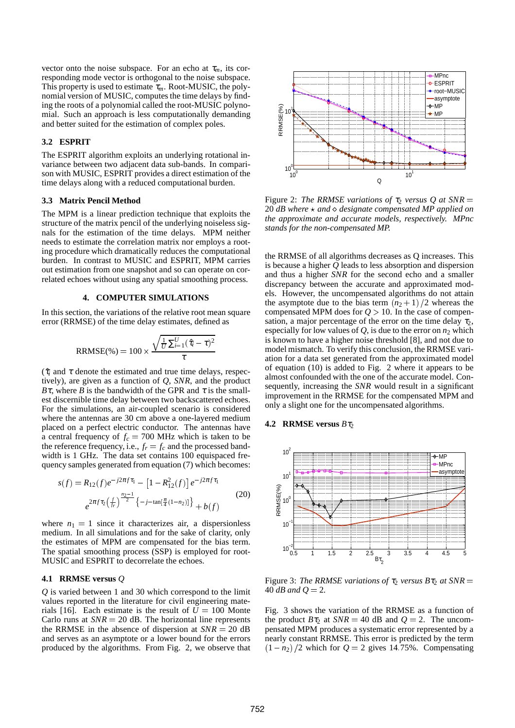vector onto the noise subspace. For an echo at $\tau_m$, its corresponding mode vector is orthogonal to the noise subspace. This property is used to estimate $\tau_m$. Root-MUSIC, the polynomial version of MUSIC, computes the time delays by finding the roots of a polynomial called the root-MUSIC polynomial. Such an approach is less computationally demanding and better suited for the estimation of complex poles.

### 3.2 ESPRIT

The ESPRIT algorithm exploits an underlying rotational invariance between two adjacent data sub-bands. In comparison with MUSIC, ESPRIT provides a direct estimation of the time delays along with a reduced computational burden.

### 3.3 Matrix Pencil Method

The MPM is a linear prediction technique that exploits the structure of the matrix pencil of the underlying noiseless signals for the estimation of the time delays. MPM neither needs to estimate the correlation matrix nor employs a rooting procedure which dramatically reduces the computational burden. In contrast to MUSIC and ESPRIT, MPM carries out estimation from one snapshot and so can operate on correlated echoes without using any spatial smoothing process.

## 4. COMPUTER SIMULATIONS

In this section, the variations of the relative root mean square error (RRMSE) of the time delay estimates, defined as

$$\text{RRMSE}(\%) = 100 \times \frac{\sqrt{\frac{1}{U}\sum_{i=1}^{U}(\hat{\tau}_i - \tau)^2}}{\tau}$$

($\hat{\tau}_i$ and $\tau$ denote the estimated and true time delays, respectively), are given as a function of $Q$, *SNR*, and the product $B\tau$, where $B$ is the bandwidth of the GPR and $\tau$ is the smallest discernible time delay between two backscattered echoes. For the simulations, an air-coupled scenario is considered where the antennas are 30 cm above a one-layered medium placed on a perfect electric conductor. The antennas have a central frequency of $f_c = 700$ MHz which is taken to be the reference frequency, i.e., $f_r = f_c$ and the processed bandwidth is 1 GHz. The data set contains 100 equispaced frequency samples generated from equation (7) which becomes:

$$s(f) = R_{12}(f)e^{-j2\pi f\tau_1} - \left[1 - R_{12}^2(f)\right]e^{-j2\pi f\tau_1} e^{2\pi f\tau_2\left(\frac{f}{f_r}\right)^{\frac{n_2-1}{2}}\left\{-j-\tan\left[\frac{\pi}{4}(1-n_2)\right]\right\}} + b(f) \quad (20)$$

where $n_1 = 1$ since it characterizes air, a dispersionless medium. In all simulations and for the sake of clarity, only the estimates of MPM are compensated for the bias term. The spatial smoothing process (SSP) is employed for root-MUSIC and ESPRIT to decorrelate the echoes.

### 4.1 RRMSE versus $Q$

$Q$ is varied between 1 and 30 which correspond to the limit values reported in the literature for civil engineering materials [16]. Each estimate is the result of $U = 100$ Monte Carlo runs at $SNR = 20$ dB. The horizontal line represents the RRMSE in the absence of dispersion at $SNR = 20$ dB and serves as an asymptote or a lower bound for the errors produced by the algorithms. From Fig. 2, we observe that the RRMSE of all algorithms decreases as Q increases. This is because a higher $Q$ leads to less absorption and dispersion and thus a higher *SNR* for the second echo and a smaller discrepancy between the accurate and approximated models. However, the uncompensated algorithms do not attain the asymptote due to the bias term $(n_2+1)/2$ whereas the compensated MPM does for $Q > 10$. In the case of compensation, a major percentage of the error on the time delay $\tau_2$, especially for low values of $Q$, is due to the error on $n_2$ which is known to have a higher noise threshold [8], and not due to model mismatch. To verify this conclusion, the RRMSE variation for a data set generated from the approximated model of equation (10) is added to Fig. 2 where it appears to be almost confounded with the one of the accurate model. Consequently, increasing the *SNR* would result in a significant improvement in the RRMSE for the compensated MPM and only a slight one for the uncompensated algorithms.

Figure 2: *The RRMSE variations of $\tau_2$ versus Q at $SNR = 20$ dB where $\star$ and $\diamond$ designate compensated MP applied on the approximate and accurate models, respectively. MPnc stands for the non-compensated MP.*

### 4.2 RRMSE versus $B\tau_2$

Figure 3: *The RRMSE variations of $\tau_2$ versus $B\tau_2$ at $SNR = 40$ dB and $Q = 2$.*

Fig. 3 shows the variation of the RRMSE as a function of the product $B\tau_2$ at $SNR = 40$ dB and $Q = 2$. The uncompensated MPM produces a systematic error represented by a nearly constant RRMSE. This error is predicted by the term $(1-n_2)/2$ which for $Q = 2$ gives 14.75%. Compensating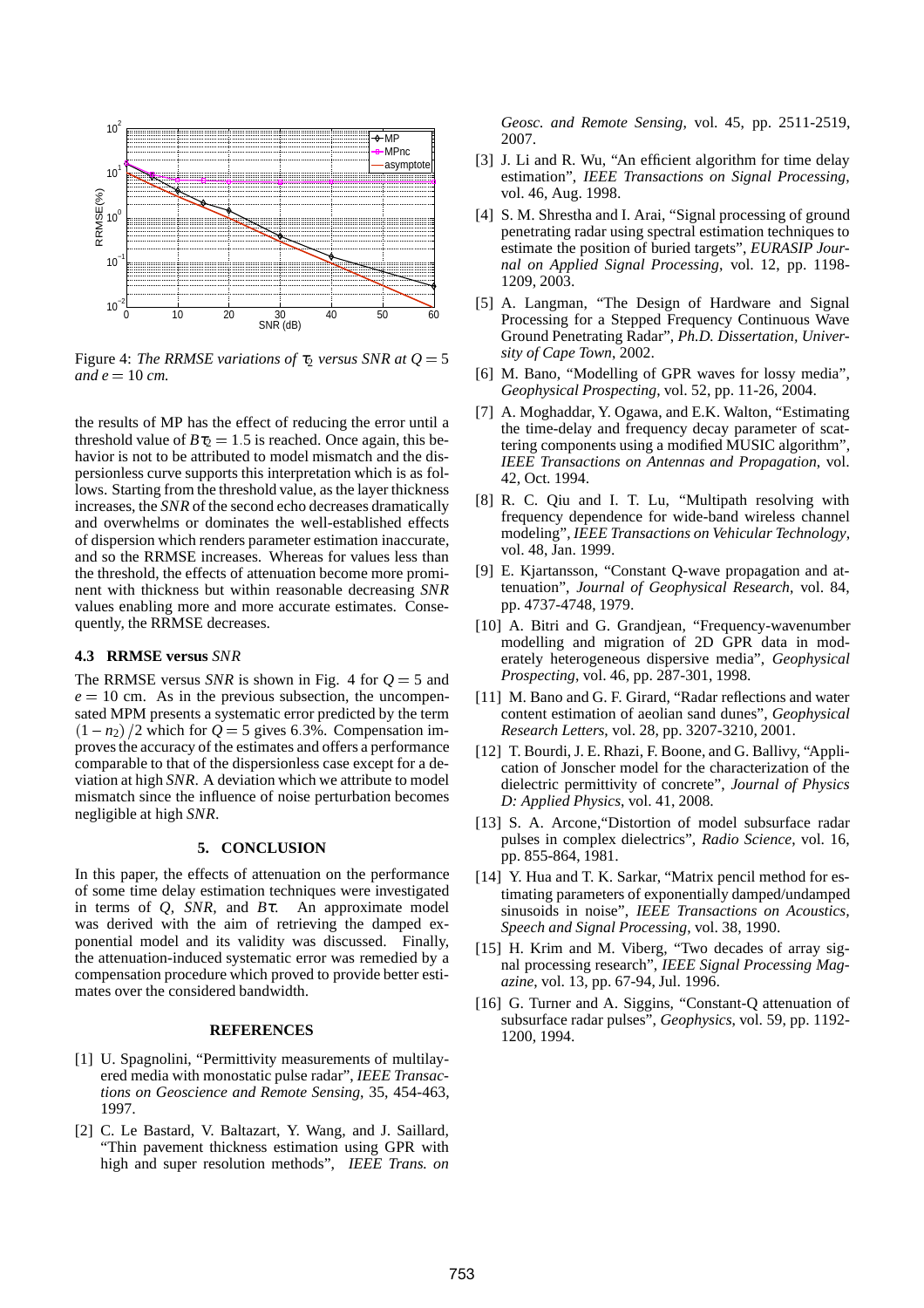10^2
10^1
10^0
10^-1
10^-2
RRMSE(%)
0 10 20 30 40 50 60
SNR (dB)
MP
MPnc
asymptote

Figure 4: *The RRMSE variations of $\tau_2$ versus SNR at $Q = 5$ and $e = 10$ cm.*

the results of MP has the effect of reducing the error until a threshold value of $B\tau_2 = 1.5$ is reached. Once again, this behavior is not to be attributed to model mismatch and the dispersionless curve supports this interpretation which is as follows. Starting from the threshold value, as the layer thickness increases, the *SNR* of the second echo decreases dramatically and overwhelms or dominates the well-established effects of dispersion which renders parameter estimation inaccurate, and so the RRMSE increases. Whereas for values less than the threshold, the effects of attenuation become more prominent with thickness but within reasonable decreasing *SNR* values enabling more and more accurate estimates. Consequently, the RRMSE decreases.

### 4.3 RRMSE versus *SNR*

The RRMSE versus *SNR* is shown in Fig. 4 for $Q = 5$ and $e = 10$ cm. As in the previous subsection, the uncompensated MPM presents a systematic error predicted by the term $(1 - n_2)/2$ which for $Q = 5$ gives 6.3%. Compensation improves the accuracy of the estimates and offers a performance comparable to that of the dispersionless case except for a deviation at high *SNR*. A deviation which we attribute to model mismatch since the influence of noise perturbation becomes negligible at high *SNR*.

## 5. CONCLUSION

In this paper, the effects of attenuation on the performance of some time delay estimation techniques were investigated in terms of $Q$, *SNR*, and $B\tau$. An approximate model was derived with the aim of retrieving the damped exponential model and its validity was discussed. Finally, the attenuation-induced systematic error was remedied by a compensation procedure which proved to provide better estimates over the considered bandwidth.

## REFERENCES

[1] U. Spagnolini, "Permittivity measurements of multilayered media with monostatic pulse radar", *IEEE Transactions on Geoscience and Remote Sensing*, 35, 454-463, 1997.

[2] C. Le Bastard, V. Baltazart, Y. Wang, and J. Saillard, "Thin pavement thickness estimation using GPR with high and super resolution methods", *IEEE Trans. on Geosc. and Remote Sensing*, vol. 45, pp. 2511-2519, 2007.

[3] J. Li and R. Wu, "An efficient algorithm for time delay estimation", *IEEE Transactions on Signal Processing*, vol. 46, Aug. 1998.

[4] S. M. Shrestha and I. Arai, "Signal processing of ground penetrating radar using spectral estimation techniques to estimate the position of buried targets", *EURASIP Journal on Applied Signal Processing*, vol. 12, pp. 1198-1209, 2003.

[5] A. Langman, "The Design of Hardware and Signal Processing for a Stepped Frequency Continuous Wave Ground Penetrating Radar", *Ph.D. Dissertation, University of Cape Town*, 2002.

[6] M. Bano, "Modelling of GPR waves for lossy media", *Geophysical Prospecting*, vol. 52, pp. 11-26, 2004.

[7] A. Moghaddar, Y. Ogawa, and E.K. Walton, "Estimating the time-delay and frequency decay parameter of scattering components using a modified MUSIC algorithm", *IEEE Transactions on Antennas and Propagation*, vol. 42, Oct. 1994.

[8] R. C. Qiu and I. T. Lu, "Multipath resolving with frequency dependence for wide-band wireless channel modeling", *IEEE Transactions on Vehicular Technology*, vol. 48, Jan. 1999.

[9] E. Kjartansson, "Constant Q-wave propagation and attenuation", *Journal of Geophysical Research*, vol. 84, pp. 4737-4748, 1979.

[10] A. Bitri and G. Grandjean, "Frequency-wavenumber modelling and migration of 2D GPR data in moderately heterogeneous dispersive media", *Geophysical Prospecting*, vol. 46, pp. 287-301, 1998.

[11] M. Bano and G. F. Girard, "Radar reflections and water content estimation of aeolian sand dunes", *Geophysical Research Letters*, vol. 28, pp. 3207-3210, 2001.

[12] T. Bourdi, J. E. Rhazi, F. Boone, and G. Ballivy, "Application of Jonscher model for the characterization of the dielectric permittivity of concrete", *Journal of Physics D: Applied Physics*, vol. 41, 2008.

[13] S. A. Arcone,"Distortion of model subsurface radar pulses in complex dielectrics", *Radio Science*, vol. 16, pp. 855-864, 1981.

[14] Y. Hua and T. K. Sarkar, "Matrix pencil method for estimating parameters of exponentially damped/undamped sinusoids in noise", *IEEE Transactions on Acoustics, Speech and Signal Processing*, vol. 38, 1990.

[15] H. Krim and M. Viberg, "Two decades of array signal processing research", *IEEE Signal Processing Magazine*, vol. 13, pp. 67-94, Jul. 1996.

[16] G. Turner and A. Siggins, "Constant-Q attenuation of subsurface radar pulses", *Geophysics*, vol. 59, pp. 1192-1200, 1994.